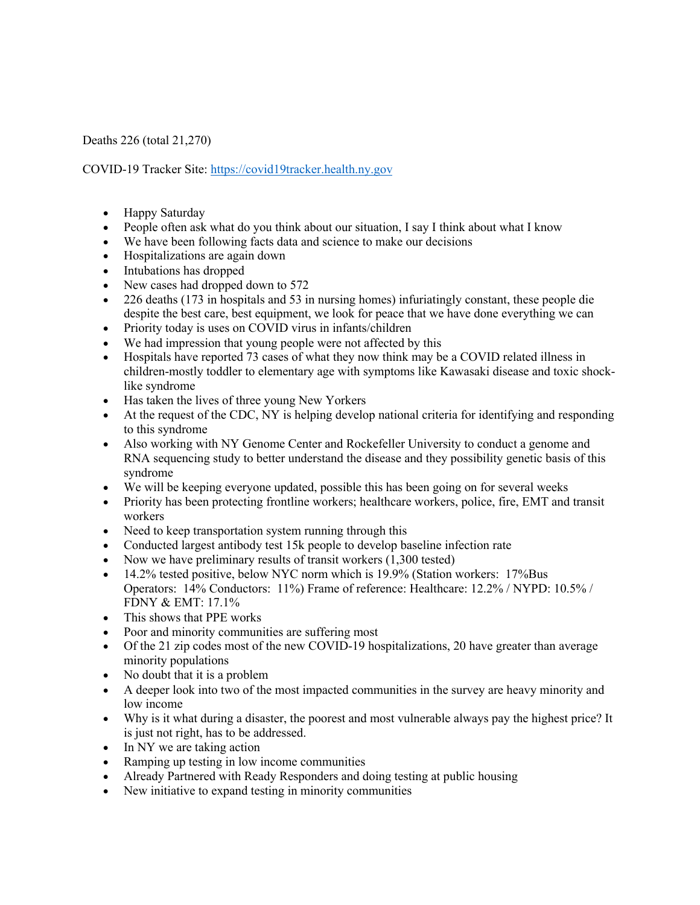Deaths 226 (total 21,270)

COVID-19 Tracker Site: [https://covid19tracker.health.ny.gov](https://covid19tracker.health.ny.gov)

- Happy Saturday
- People often ask what do you think about our situation, I say I think about what I know
- We have been following facts data and science to make our decisions
- Hospitalizations are again down
- Intubations has dropped
- New cases had dropped down to 572
- 226 deaths (173 in hospitals and 53 in nursing homes) infuriatingly constant, these people die despite the best care, best equipment, we look for peace that we have done everything we can
- Priority today is uses on COVID virus in infants/children
- We had impression that young people were not affected by this
- Hospitals have reported 73 cases of what they now think may be a COVID related illness in children-mostly toddler to elementary age with symptoms like Kawasaki disease and toxic shock-like syndrome
- Has taken the lives of three young New Yorkers
- At the request of the CDC, NY is helping develop national criteria for identifying and responding to this syndrome
- Also working with NY Genome Center and Rockefeller University to conduct a genome and RNA sequencing study to better understand the disease and they possibility genetic basis of this syndrome
- We will be keeping everyone updated, possible this has been going on for several weeks
- Priority has been protecting frontline workers; healthcare workers, police, fire, EMT and transit workers
- Need to keep transportation system running through this
- Conducted largest antibody test 15k people to develop baseline infection rate
- Now we have preliminary results of transit workers (1,300 tested)
- 14.2% tested positive, below NYC norm which is 19.9% (Station workers: 17%Bus Operators: 14% Conductors: 11%) Frame of reference: Healthcare: 12.2% / NYPD: 10.5% / FDNY & EMT: 17.1%
- This shows that PPE works
- Poor and minority communities are suffering most
- Of the 21 zip codes most of the new COVID-19 hospitalizations, 20 have greater than average minority populations
- No doubt that it is a problem
- A deeper look into two of the most impacted communities in the survey are heavy minority and low income
- Why is it what during a disaster, the poorest and most vulnerable always pay the highest price? It is just not right, has to be addressed.
- In NY we are taking action
- Ramping up testing in low income communities
- Already Partnered with Ready Responders and doing testing at public housing
- New initiative to expand testing in minority communities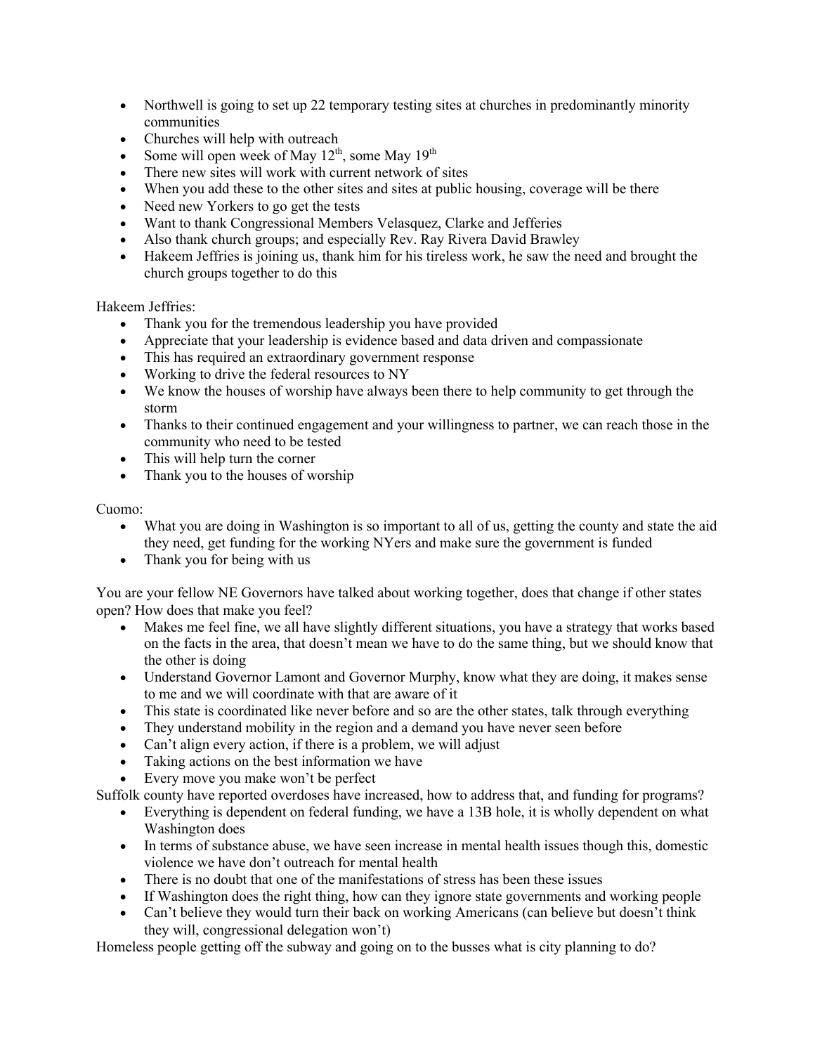- Northwell is going to set up 22 temporary testing sites at churches in predominantly minority communities
- Churches will help with outreach
- Some will open week of May 12th, some May 19th
- There new sites will work with current network of sites
- When you add these to the other sites and sites at public housing, coverage will be there
- Need new Yorkers to go get the tests
- Want to thank Congressional Members Velasquez, Clarke and Jefferies
- Also thank church groups; and especially Rev. Ray Rivera David Brawley
- Hakeem Jeffries is joining us, thank him for his tireless work, he saw the need and brought the church groups together to do this

Hakeem Jeffries:

- Thank you for the tremendous leadership you have provided
- Appreciate that your leadership is evidence based and data driven and compassionate
- This has required an extraordinary government response
- Working to drive the federal resources to NY
- We know the houses of worship have always been there to help community to get through the storm
- Thanks to their continued engagement and your willingness to partner, we can reach those in the community who need to be tested
- This will help turn the corner
- Thank you to the houses of worship

Cuomo:

- What you are doing in Washington is so important to all of us, getting the county and state the aid they need, get funding for the working NYers and make sure the government is funded
- Thank you for being with us

You are your fellow NE Governors have talked about working together, does that change if other states open? How does that make you feel?

- Makes me feel fine, we all have slightly different situations, you have a strategy that works based on the facts in the area, that doesn't mean we have to do the same thing, but we should know that the other is doing
- Understand Governor Lamont and Governor Murphy, know what they are doing, it makes sense to me and we will coordinate with that are aware of it
- This state is coordinated like never before and so are the other states, talk through everything
- They understand mobility in the region and a demand you have never seen before
- Can't align every action, if there is a problem, we will adjust
- Taking actions on the best information we have
- Every move you make won't be perfect

Suffolk county have reported overdoses have increased, how to address that, and funding for programs?

- Everything is dependent on federal funding, we have a 13B hole, it is wholly dependent on what Washington does
- In terms of substance abuse, we have seen increase in mental health issues though this, domestic violence we have don't outreach for mental health
- There is no doubt that one of the manifestations of stress has been these issues
- If Washington does the right thing, how can they ignore state governments and working people
- Can't believe they would turn their back on working Americans (can believe but doesn't think they will, congressional delegation won't)

Homeless people getting off the subway and going on to the busses what is city planning to do?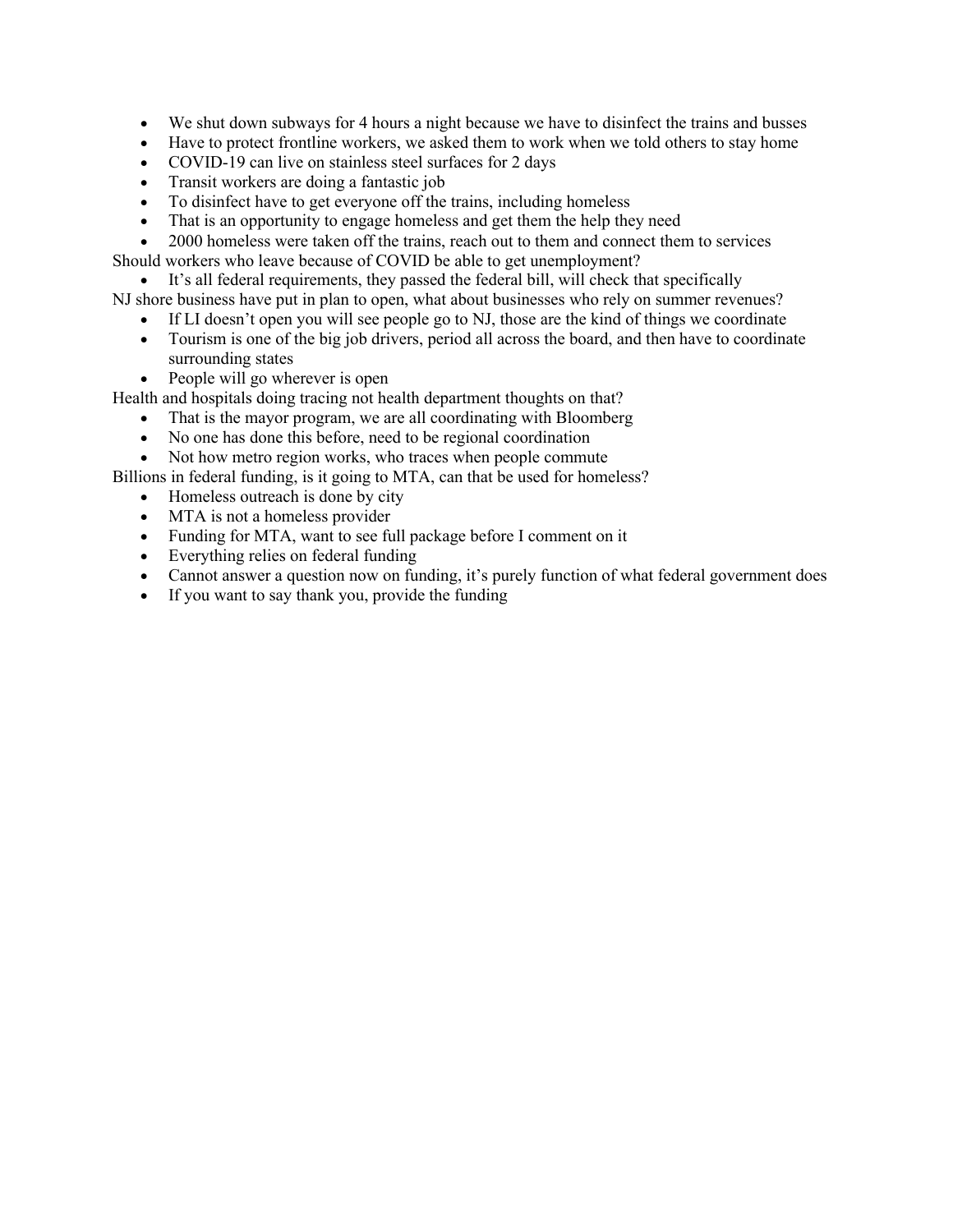- We shut down subways for 4 hours a night because we have to disinfect the trains and busses
- Have to protect frontline workers, we asked them to work when we told others to stay home
- COVID-19 can live on stainless steel surfaces for 2 days
- Transit workers are doing a fantastic job
- To disinfect have to get everyone off the trains, including homeless
- That is an opportunity to engage homeless and get them the help they need
- 2000 homeless were taken off the trains, reach out to them and connect them to services

Should workers who leave because of COVID be able to get unemployment?

- It's all federal requirements, they passed the federal bill, will check that specifically

NJ shore business have put in plan to open, what about businesses who rely on summer revenues?

- If LI doesn't open you will see people go to NJ, those are the kind of things we coordinate
- Tourism is one of the big job drivers, period all across the board, and then have to coordinate surrounding states
- People will go wherever is open

Health and hospitals doing tracing not health department thoughts on that?

- That is the mayor program, we are all coordinating with Bloomberg
- No one has done this before, need to be regional coordination
- Not how metro region works, who traces when people commute

Billions in federal funding, is it going to MTA, can that be used for homeless?

- Homeless outreach is done by city
- MTA is not a homeless provider
- Funding for MTA, want to see full package before I comment on it
- Everything relies on federal funding
- Cannot answer a question now on funding, it's purely function of what federal government does
- If you want to say thank you, provide the funding